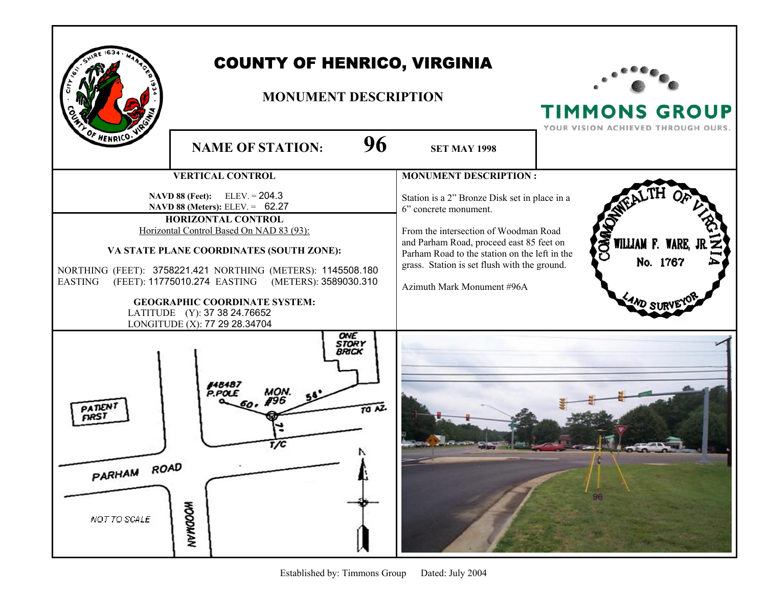# COUNTY OF HENRICO, VIRGINIA

## MONUMENT DESCRIPTION

TIMMONS GROUP
YOUR VISION ACHIEVED THROUGH OURS.

**NAME OF STATION: 96** **SET MAY 1998**

### VERTICAL CONTROL

**NAVD 88 (Feet):** ELEV. = 204.3
**NAVD 88 (Meters):** ELEV. = 62.27

### HORIZONTAL CONTROL

Horizontal Control Based On NAD 83 (93):

**VA STATE PLANE COORDINATES (SOUTH ZONE):**

NORTHING (FEET): 3758221.421 NORTHING (METERS): 1145508.180
EASTING (FEET): 11775010.274 EASTING (METERS): 3589030.310

**GEOGRAPHIC COORDINATE SYSTEM:**

LATITUDE (Y): 37 38 24.76652
LONGITUDE (X): 77 29 28.34704

### MONUMENT DESCRIPTION :

Station is a 2" Bronze Disk set in place in a 6" concrete monument.

From the intersection of Woodman Road and Parham Road, proceed east 85 feet on Parham Road to the station on the left in the grass. Station is set flush with the ground.

Azimuth Mark Monument #96A

COMMONWEALTH OF VIRGINIA
WILLIAM F. WARE, JR.
No. 1767
LAND SURVEYOR

ONE STORY BRICK
#48487 P.POLE
MON. #96
60'
58'
TO AZ.
7'
T/C
PATIENT FIRST
PARHAM ROAD
WOODMAN
NOT TO SCALE

Established by: Timmons Group Dated: July 2004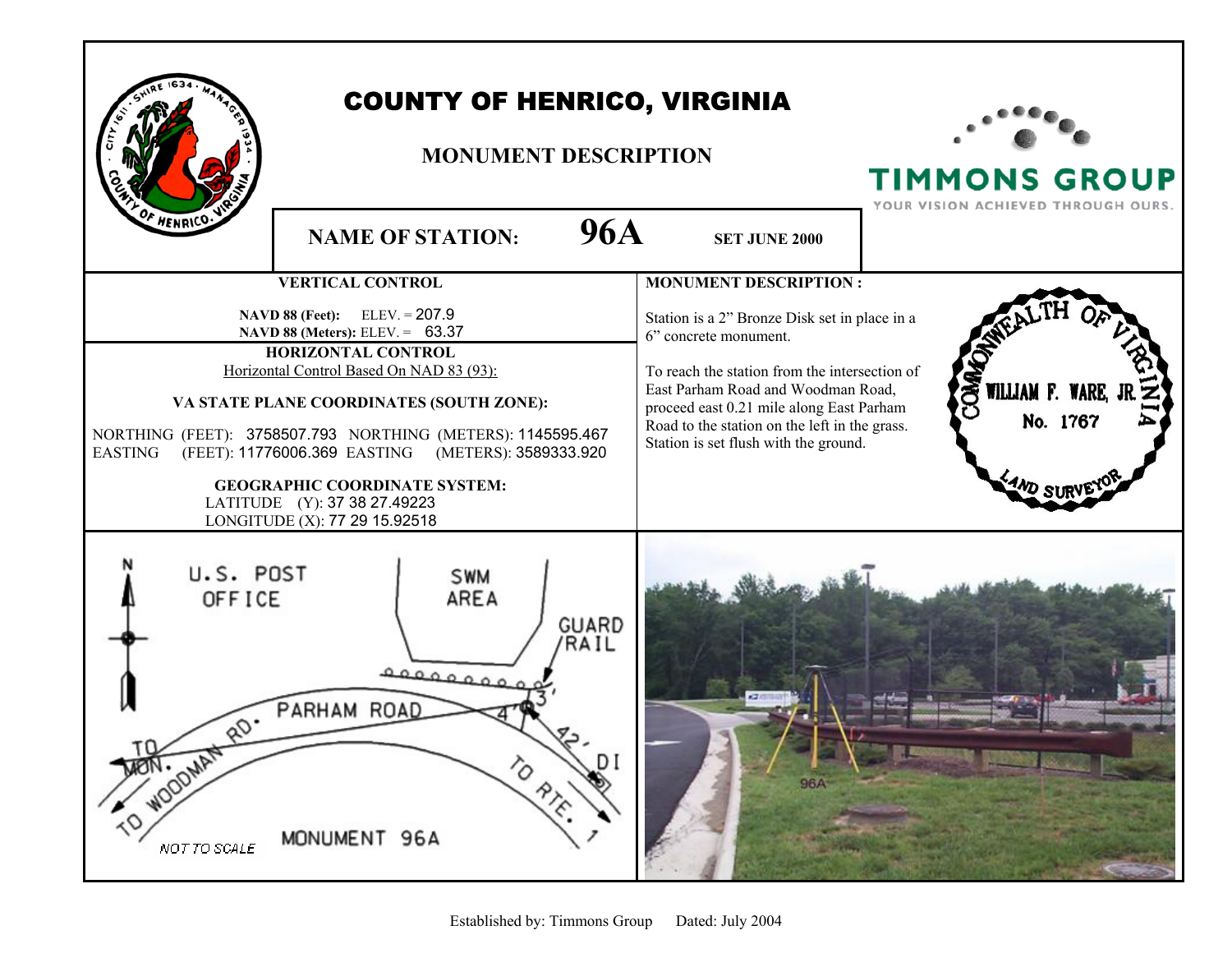# COUNTY OF HENRICO, VIRGINIA

## MONUMENT DESCRIPTION

TIMMONS GROUP
YOUR VISION ACHIEVED THROUGH OURS.

**NAME OF STATION:** **96A** **SET JUNE 2000**

### VERTICAL CONTROL

**NAVD 88 (Feet):** ELEV. = 207.9
**NAVD 88 (Meters):** ELEV. = 63.37

### HORIZONTAL CONTROL

Horizontal Control Based On NAD 83 (93):

**VA STATE PLANE COORDINATES (SOUTH ZONE):**

NORTHING (FEET): 3758507.793 NORTHING (METERS): 1145595.467
EASTING (FEET): 11776006.369 EASTING (METERS): 3589333.920

**GEOGRAPHIC COORDINATE SYSTEM:**

LATITUDE (Y): 37 38 27.49223
LONGITUDE (X): 77 29 15.92518

### MONUMENT DESCRIPTION :

Station is a 2" Bronze Disk set in place in a 6" concrete monument.

To reach the station from the intersection of East Parham Road and Woodman Road, proceed east 0.21 mile along East Parham Road to the station on the left in the grass. Station is set flush with the ground.

COMMONWEALTH OF VIRGINIA
WILLIAM F. WARE, JR.
No. 1767
LAND SURVEYOR

N
U.S. POST OFFICE
SWM AREA
GUARD RAIL
3'
4'
PARHAM ROAD
42'
DI
TO MON.
TO WOODMAN RD.
TO RTE. 1
NOT TO SCALE
MONUMENT 96A

96A

Established by: Timmons Group Dated: July 2004